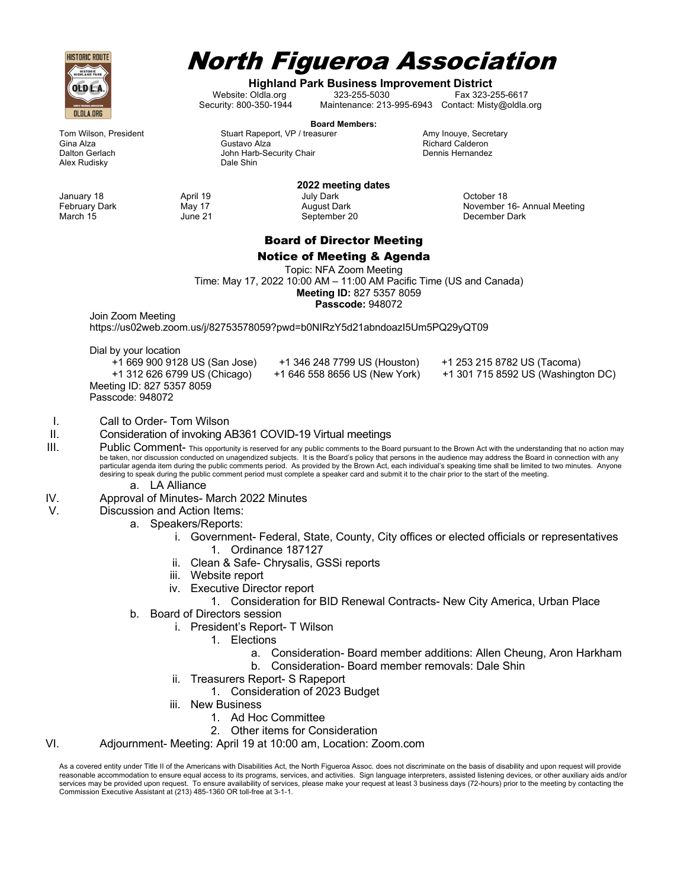# North Figueroa Association

**Highland Park Business Improvement District**

Website: Oldla.org 323-255-5030 Fax 323-255-6617
Security: 800-350-1944 Maintenance: 213-995-6943 Contact: Misty@oldla.org

**Board Members:**

| | | |
|---|---|---|
| Tom Wilson, President | Stuart Rapeport, VP / treasurer | Amy Inouye, Secretary |
| Gina Alza | Gustavo Alza | Richard Calderon |
| Dalton Gerlach | John Harb-Security Chair | Dennis Hernandez |
| Alex Rudisky | Dale Shin | |

**2022 meeting dates**

| | | | |
|---|---|---|---|
| January 18 | April 19 | July Dark | October 18 |
| February Dark | May 17 | August Dark | November 16- Annual Meeting |
| March 15 | June 21 | September 20 | December Dark |

## Board of Director Meeting

## Notice of Meeting & Agenda

Topic: NFA Zoom Meeting
Time: May 17, 2022 10:00 AM – 11:00 AM Pacific Time (US and Canada)
**Meeting ID:** 827 5357 8059
**Passcode:** 948072

Join Zoom Meeting
https://us02web.zoom.us/j/82753578059?pwd=b0NIRzY5d21abndoazI5Um5PQ29yQT09

Dial by your location
+1 669 900 9128 US (San Jose) +1 346 248 7799 US (Houston) +1 253 215 8782 US (Tacoma)
+1 312 626 6799 US (Chicago) +1 646 558 8656 US (New York) +1 301 715 8592 US (Washington DC)
Meeting ID: 827 5357 8059
Passcode: 948072

I. Call to Order- Tom Wilson

II. Consideration of invoking AB361 COVID-19 Virtual meetings

III. Public Comment- This opportunity is reserved for any public comments to the Board pursuant to the Brown Act with the understanding that no action may be taken, nor discussion conducted on unagendized subjects. It is the Board's policy that persons in the audience may address the Board in connection with any particular agenda item during the public comments period. As provided by the Brown Act, each individual's speaking time shall be limited to two minutes. Anyone desiring to speak during the public comment period must complete a speaker card and submit it to the chair prior to the start of the meeting.
   - a. LA Alliance

IV. Approval of Minutes- March 2022 Minutes

V. Discussion and Action Items:
   - a. Speakers/Reports:
     - i. Government- Federal, State, County, City offices or elected officials or representatives
       1. Ordinance 187127
     - ii. Clean & Safe- Chrysalis, GSSi reports
     - iii. Website report
     - iv. Executive Director report
       1. Consideration for BID Renewal Contracts- New City America, Urban Place
   - b. Board of Directors session
     - i. President's Report- T Wilson
       1. Elections
          - a. Consideration- Board member additions: Allen Cheung, Aron Harkham
          - b. Consideration- Board member removals: Dale Shin
     - ii. Treasurers Report- S Rapeport
       1. Consideration of 2023 Budget
     - iii. New Business
       1. Ad Hoc Committee
       2. Other items for Consideration

VI. Adjournment- Meeting: April 19 at 10:00 am, Location: Zoom.com

As a covered entity under Title II of the Americans with Disabilities Act, the North Figueroa Assoc. does not discriminate on the basis of disability and upon request will provide reasonable accommodation to ensure equal access to its programs, services, and activities. Sign language interpreters, assisted listening devices, or other auxiliary aids and/or services may be provided upon request. To ensure availability of services, please make your request at least 3 business days (72-hours) prior to the meeting by contacting the Commission Executive Assistant at (213) 485-1360 OR toll-free at 3-1-1.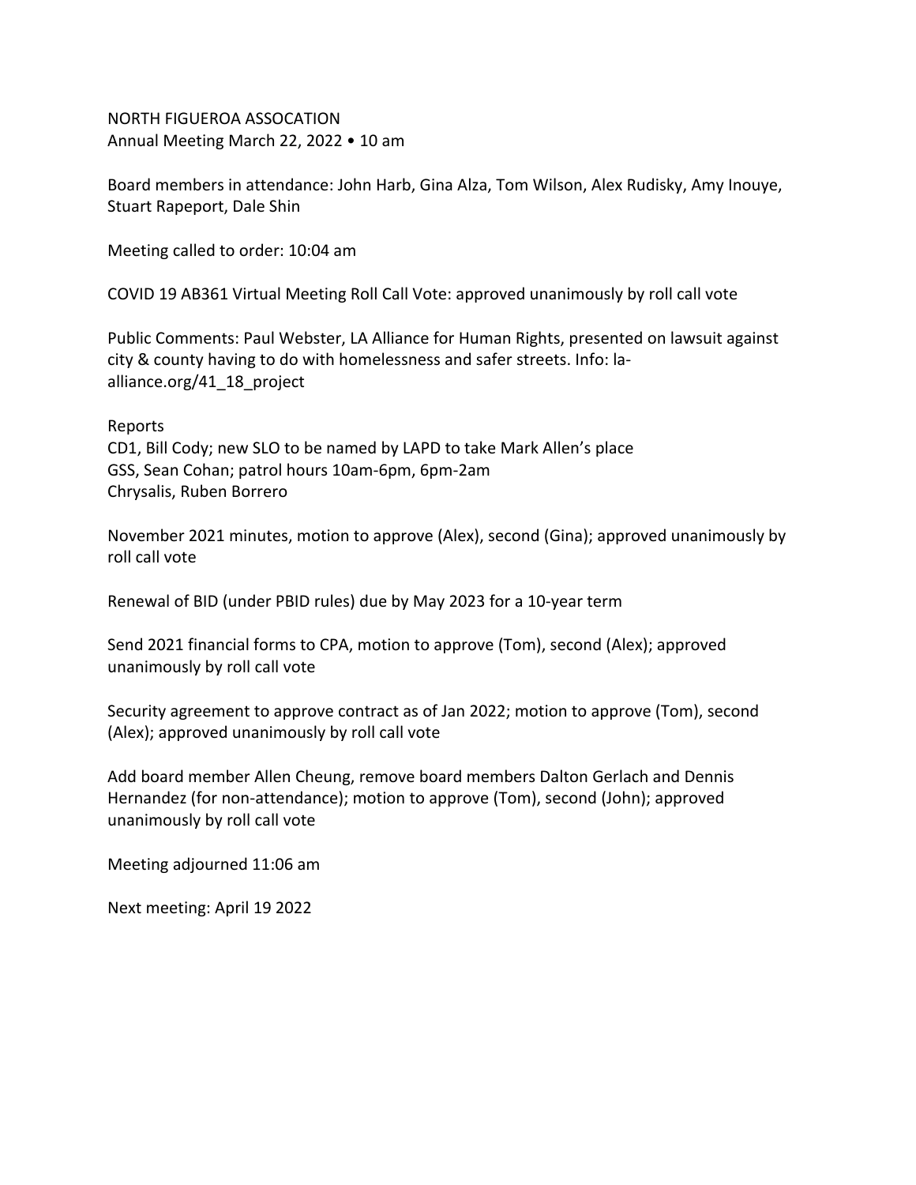NORTH FIGUEROA ASSOCATION
Annual Meeting March 22, 2022 • 10 am

Board members in attendance: John Harb, Gina Alza, Tom Wilson, Alex Rudisky, Amy Inouye, Stuart Rapeport, Dale Shin

Meeting called to order: 10:04 am

COVID 19 AB361 Virtual Meeting Roll Call Vote: approved unanimously by roll call vote

Public Comments: Paul Webster, LA Alliance for Human Rights, presented on lawsuit against city & county having to do with homelessness and safer streets. Info: la-alliance.org/41_18_project

Reports
CD1, Bill Cody; new SLO to be named by LAPD to take Mark Allen's place
GSS, Sean Cohan; patrol hours 10am-6pm, 6pm-2am
Chrysalis, Ruben Borrero

November 2021 minutes, motion to approve (Alex), second (Gina); approved unanimously by roll call vote

Renewal of BID (under PBID rules) due by May 2023 for a 10-year term

Send 2021 financial forms to CPA, motion to approve (Tom), second (Alex); approved unanimously by roll call vote

Security agreement to approve contract as of Jan 2022; motion to approve (Tom), second (Alex); approved unanimously by roll call vote

Add board member Allen Cheung, remove board members Dalton Gerlach and Dennis Hernandez (for non-attendance); motion to approve (Tom), second (John); approved unanimously by roll call vote

Meeting adjourned 11:06 am

Next meeting: April 19 2022